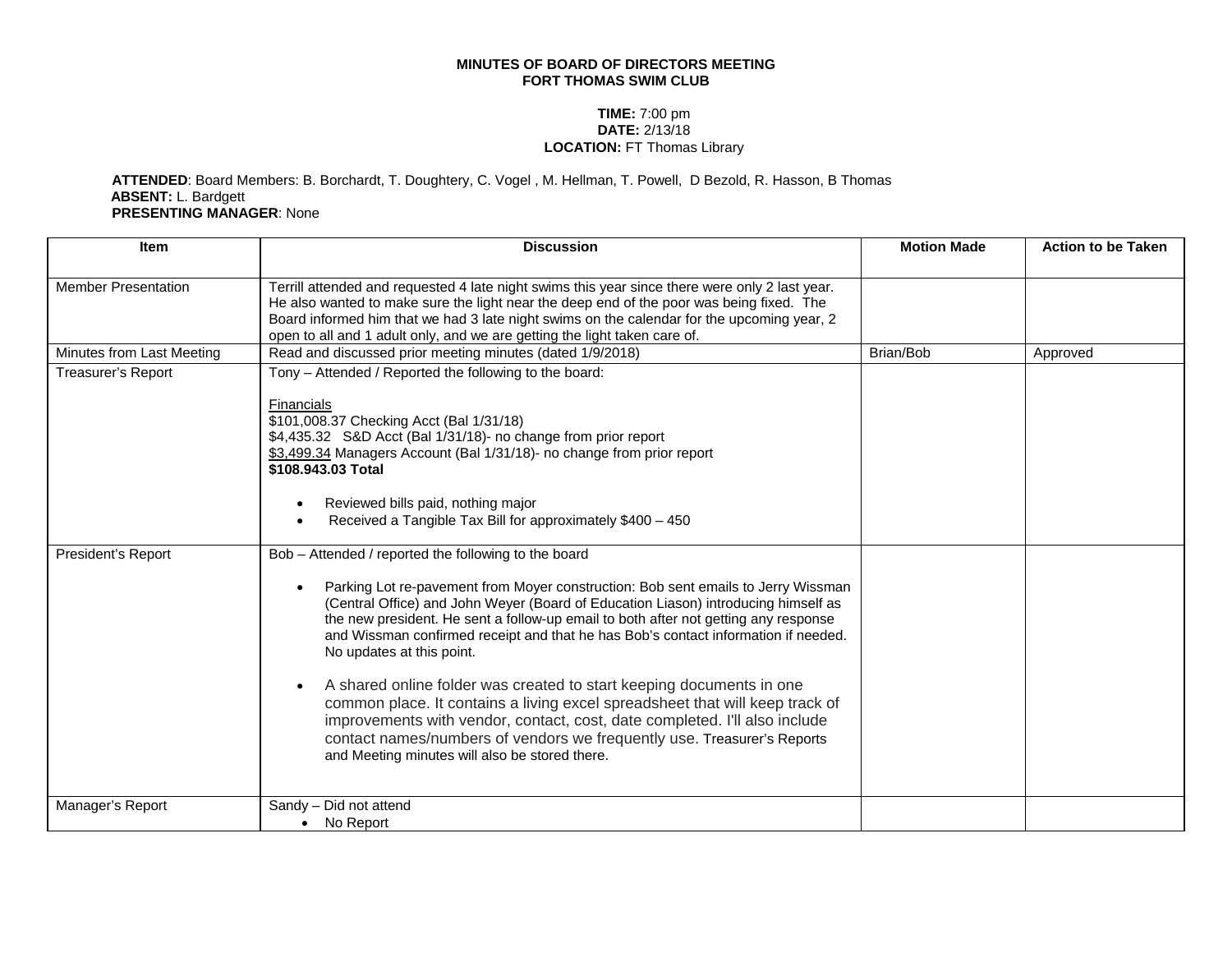**MINUTES OF BOARD OF DIRECTORS MEETING**
**FORT THOMAS SWIM CLUB**

**TIME:** 7:00 pm
**DATE:** 2/13/18
**LOCATION:** FT Thomas Library

**ATTENDED**: Board Members: B. Borchardt, T. Doughtery, C. Vogel , M. Hellman, T. Powell, D Bezold, R. Hasson, B Thomas
**ABSENT:** L. Bardgett
**PRESENTING MANAGER**: None

| Item | Discussion | Motion Made | Action to be Taken |
|---|---|---|---|
| Member Presentation | Terrill attended and requested 4 late night swims this year since there were only 2 last year. He also wanted to make sure the light near the deep end of the poor was being fixed. The Board informed him that we had 3 late night swims on the calendar for the upcoming year, 2 open to all and 1 adult only, and we are getting the light taken care of. | | |
| Minutes from Last Meeting | Read and discussed prior meeting minutes (dated 1/9/2018) | Brian/Bob | Approved |
| Treasurer's Report | Tony – Attended / Reported the following to the board:<br><br>Financials<br>$101,008.37 Checking Acct (Bal 1/31/18)<br>$4,435.32 S&D Acct (Bal 1/31/18)- no change from prior report<br>$3,499.34 Managers Account (Bal 1/31/18)- no change from prior report<br>**$108.943.03 Total**<br><br>• Reviewed bills paid, nothing major<br>• Received a Tangible Tax Bill for approximately $400 – 450 | | |
| President's Report | Bob – Attended / reported the following to the board<br><br>• Parking Lot re-pavement from Moyer construction: Bob sent emails to Jerry Wissman (Central Office) and John Weyer (Board of Education Liason) introducing himself as the new president. He sent a follow-up email to both after not getting any response and Wissman confirmed receipt and that he has Bob's contact information if needed. No updates at this point.<br><br>• A shared online folder was created to start keeping documents in one common place. It contains a living excel spreadsheet that will keep track of improvements with vendor, contact, cost, date completed. I'll also include contact names/numbers of vendors we frequently use. Treasurer's Reports and Meeting minutes will also be stored there. | | |
| Manager's Report | Sandy – Did not attend<br>• No Report | | |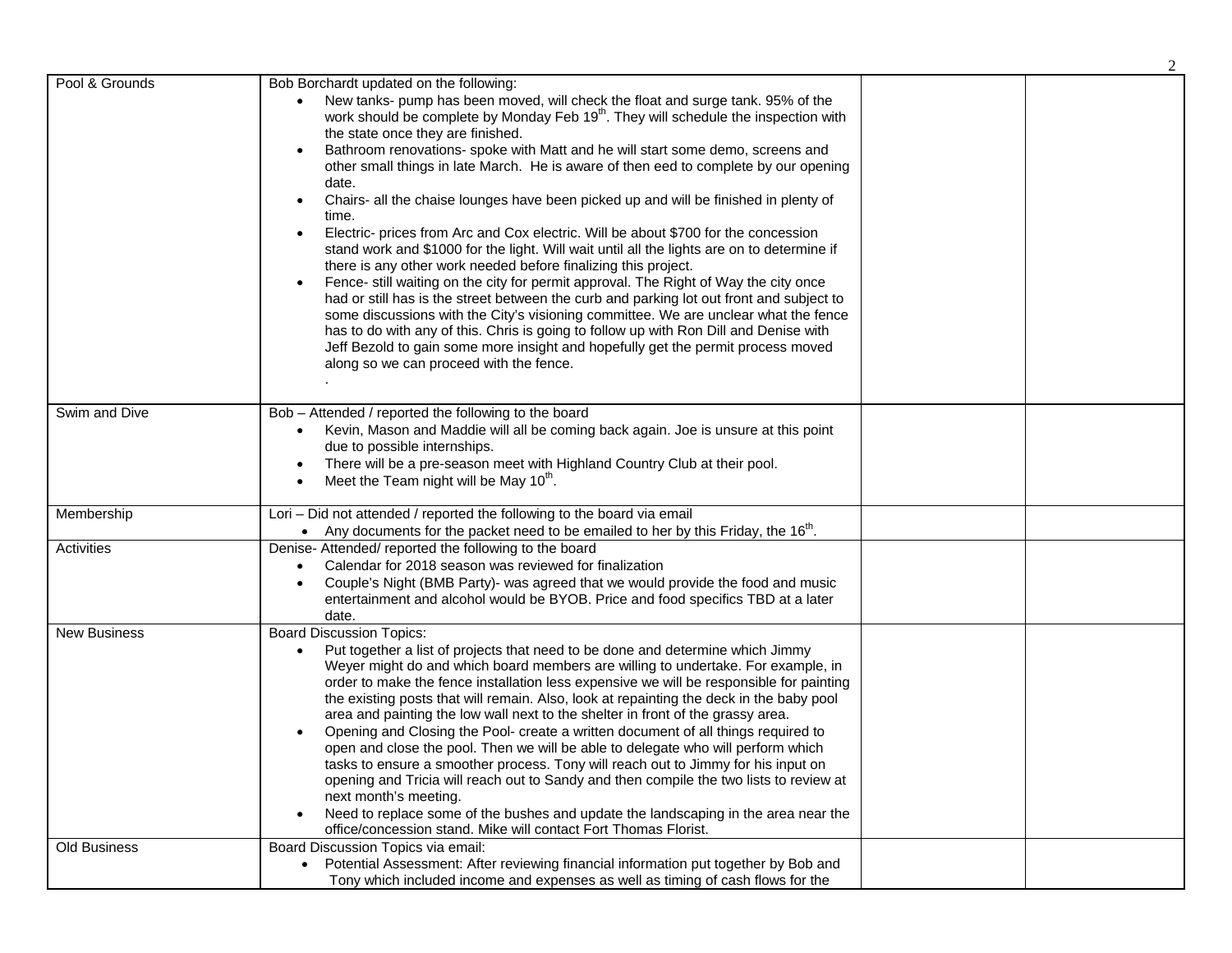| | | | |
|---|---|---|---|
| Pool & Grounds | Bob Borchardt updated on the following:<br>• New tanks- pump has been moved, will check the float and surge tank. 95% of the work should be complete by Monday Feb 19th. They will schedule the inspection with the state once they are finished.<br>• Bathroom renovations- spoke with Matt and he will start some demo, screens and other small things in late March. He is aware of then eed to complete by our opening date.<br>• Chairs- all the chaise lounges have been picked up and will be finished in plenty of time.<br>• Electric- prices from Arc and Cox electric. Will be about $700 for the concession stand work and $1000 for the light. Will wait until all the lights are on to determine if there is any other work needed before finalizing this project.<br>• Fence- still waiting on the city for permit approval. The Right of Way the city once had or still has is the street between the curb and parking lot out front and subject to some discussions with the City's visioning committee. We are unclear what the fence has to do with any of this. Chris is going to follow up with Ron Dill and Denise with Jeff Bezold to gain some more insight and hopefully get the permit process moved along so we can proceed with the fence.<br>. | | |
| Swim and Dive | Bob – Attended / reported the following to the board<br>• Kevin, Mason and Maddie will all be coming back again. Joe is unsure at this point due to possible internships.<br>• There will be a pre-season meet with Highland Country Club at their pool.<br>• Meet the Team night will be May 10th. | | |
| Membership | Lori – Did not attended / reported the following to the board via email<br>• Any documents for the packet need to be emailed to her by this Friday, the 16th. | | |
| Activities | Denise- Attended/ reported the following to the board<br>• Calendar for 2018 season was reviewed for finalization<br>• Couple's Night (BMB Party)- was agreed that we would provide the food and music entertainment and alcohol would be BYOB. Price and food specifics TBD at a later date. | | |
| New Business | Board Discussion Topics:<br>• Put together a list of projects that need to be done and determine which Jimmy Weyer might do and which board members are willing to undertake. For example, in order to make the fence installation less expensive we will be responsible for painting the existing posts that will remain. Also, look at repainting the deck in the baby pool area and painting the low wall next to the shelter in front of the grassy area.<br>• Opening and Closing the Pool- create a written document of all things required to open and close the pool. Then we will be able to delegate who will perform which tasks to ensure a smoother process. Tony will reach out to Jimmy for his input on opening and Tricia will reach out to Sandy and then compile the two lists to review at next month's meeting.<br>• Need to replace some of the bushes and update the landscaping in the area near the office/concession stand. Mike will contact Fort Thomas Florist. | | |
| Old Business | Board Discussion Topics via email:<br>• Potential Assessment: After reviewing financial information put together by Bob and Tony which included income and expenses as well as timing of cash flows for the | | |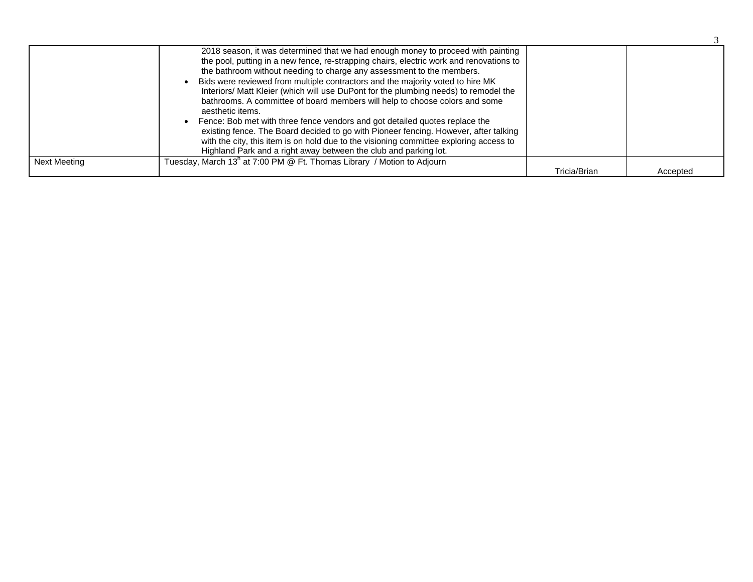| | | | |
|---|---|---|---|
| | 2018 season, it was determined that we had enough money to proceed with painting the pool, putting in a new fence, re-strapping chairs, electric work and renovations to the bathroom without needing to charge any assessment to the members.<br>• Bids were reviewed from multiple contractors and the majority voted to hire MK Interiors/ Matt Kleier (which will use DuPont for the plumbing needs) to remodel the bathrooms. A committee of board members will help to choose colors and some aesthetic items.<br>• Fence: Bob met with three fence vendors and got detailed quotes replace the existing fence. The Board decided to go with Pioneer fencing. However, after talking with the city, this item is on hold due to the visioning committee exploring access to Highland Park and a right away between the club and parking lot. | | |
| Next Meeting | Tuesday, March 13h at 7:00 PM @ Ft. Thomas Library / Motion to Adjourn | Tricia/Brian | Accepted |